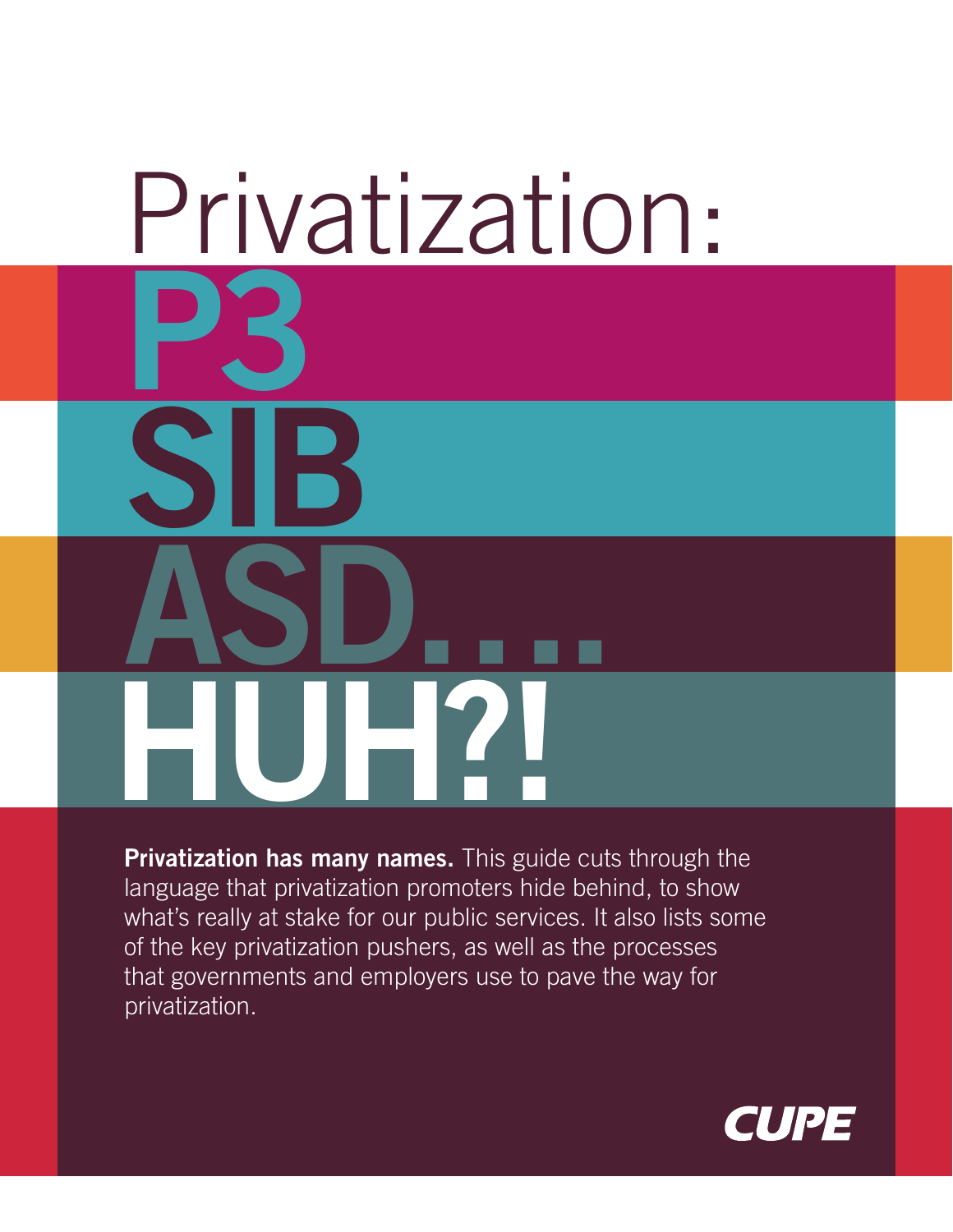# Privatization: P3 SIB ASD.... HUH?!

**Privatization has many names.** This guide cuts through the language that privatization promoters hide behind, to show what's really at stake for our public services. It also lists some of the key privatization pushers, as well as the processes that governments and employers use to pave the way for privatization.

CUPE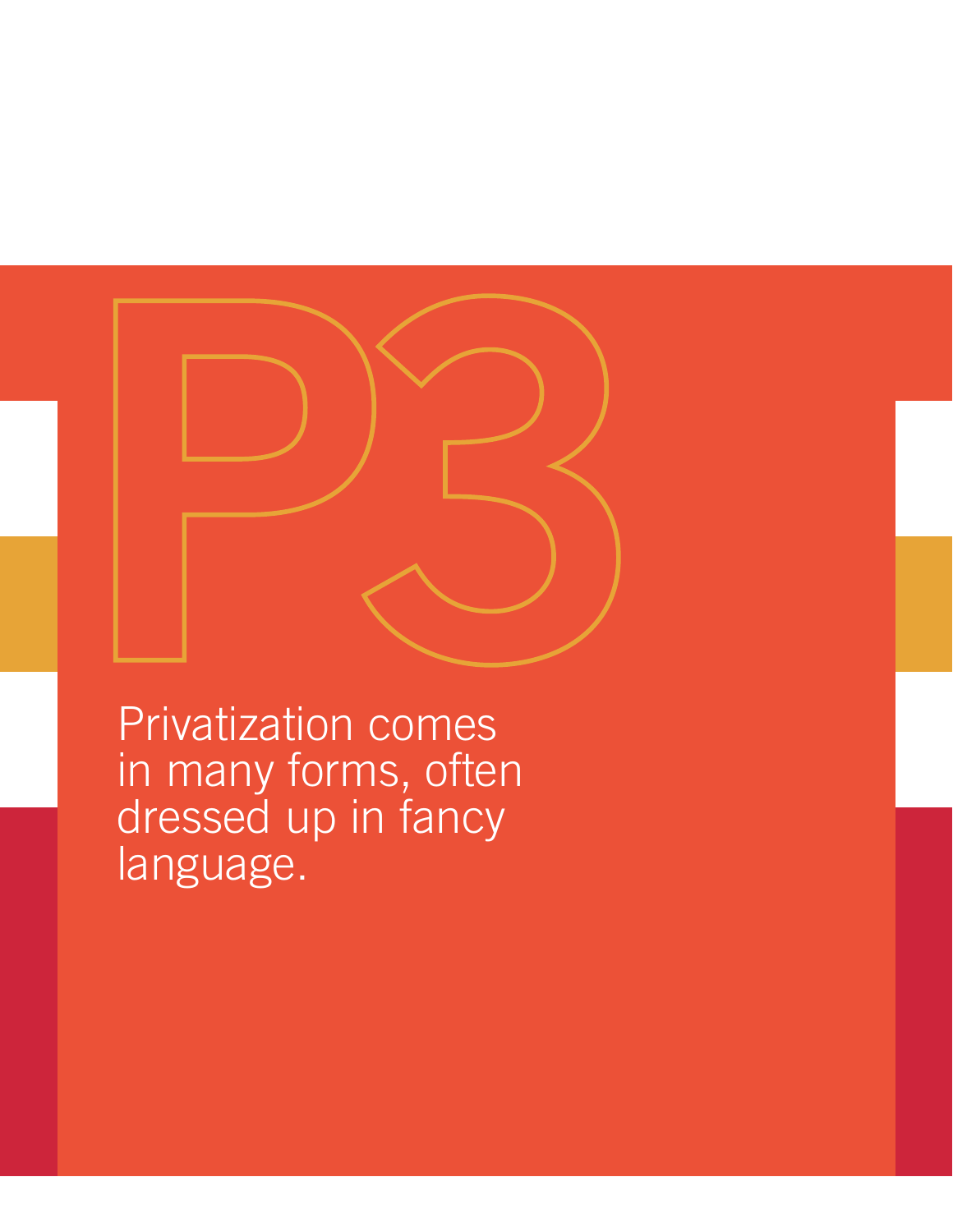# P3

Privatization comes in many forms, often dressed up in fancy language.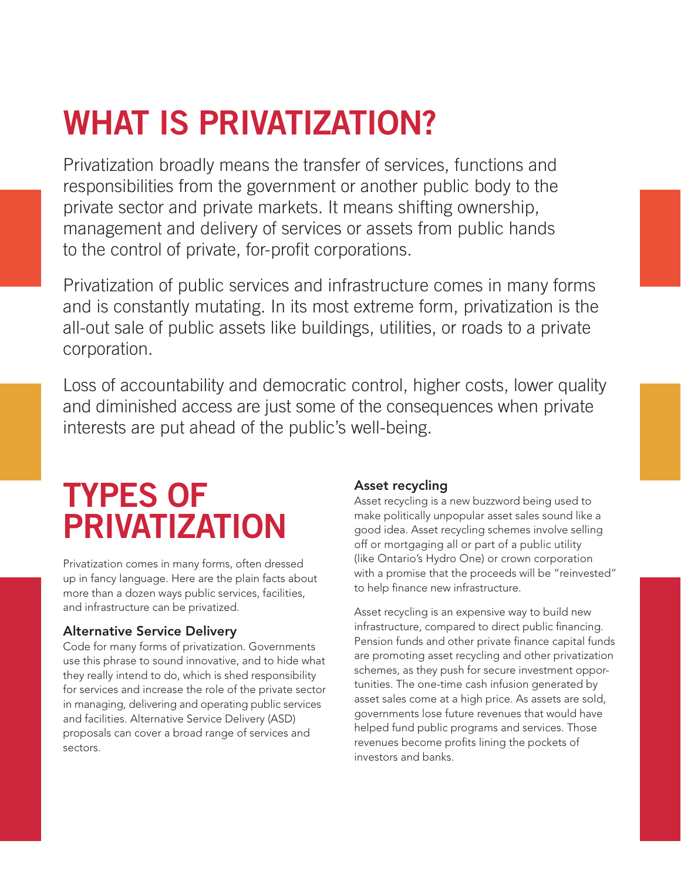# WHAT IS PRIVATIZATION?

Privatization broadly means the transfer of services, functions and responsibilities from the government or another public body to the private sector and private markets. It means shifting ownership, management and delivery of services or assets from public hands to the control of private, for-profit corporations.

Privatization of public services and infrastructure comes in many forms and is constantly mutating. In its most extreme form, privatization is the all-out sale of public assets like buildings, utilities, or roads to a private corporation.

Loss of accountability and democratic control, higher costs, lower quality and diminished access are just some of the consequences when private interests are put ahead of the public's well-being.

# TYPES OF PRIVATIZATION

Privatization comes in many forms, often dressed up in fancy language. Here are the plain facts about more than a dozen ways public services, facilities, and infrastructure can be privatized.

### Alternative Service Delivery

Code for many forms of privatization. Governments use this phrase to sound innovative, and to hide what they really intend to do, which is shed responsibility for services and increase the role of the private sector in managing, delivering and operating public services and facilities. Alternative Service Delivery (ASD) proposals can cover a broad range of services and sectors.

### Asset recycling

Asset recycling is a new buzzword being used to make politically unpopular asset sales sound like a good idea. Asset recycling schemes involve selling off or mortgaging all or part of a public utility (like Ontario's Hydro One) or crown corporation with a promise that the proceeds will be "reinvested" to help finance new infrastructure.

Asset recycling is an expensive way to build new infrastructure, compared to direct public financing. Pension funds and other private finance capital funds are promoting asset recycling and other privatization schemes, as they push for secure investment opportunities. The one-time cash infusion generated by asset sales come at a high price. As assets are sold, governments lose future revenues that would have helped fund public programs and services. Those revenues become profits lining the pockets of investors and banks.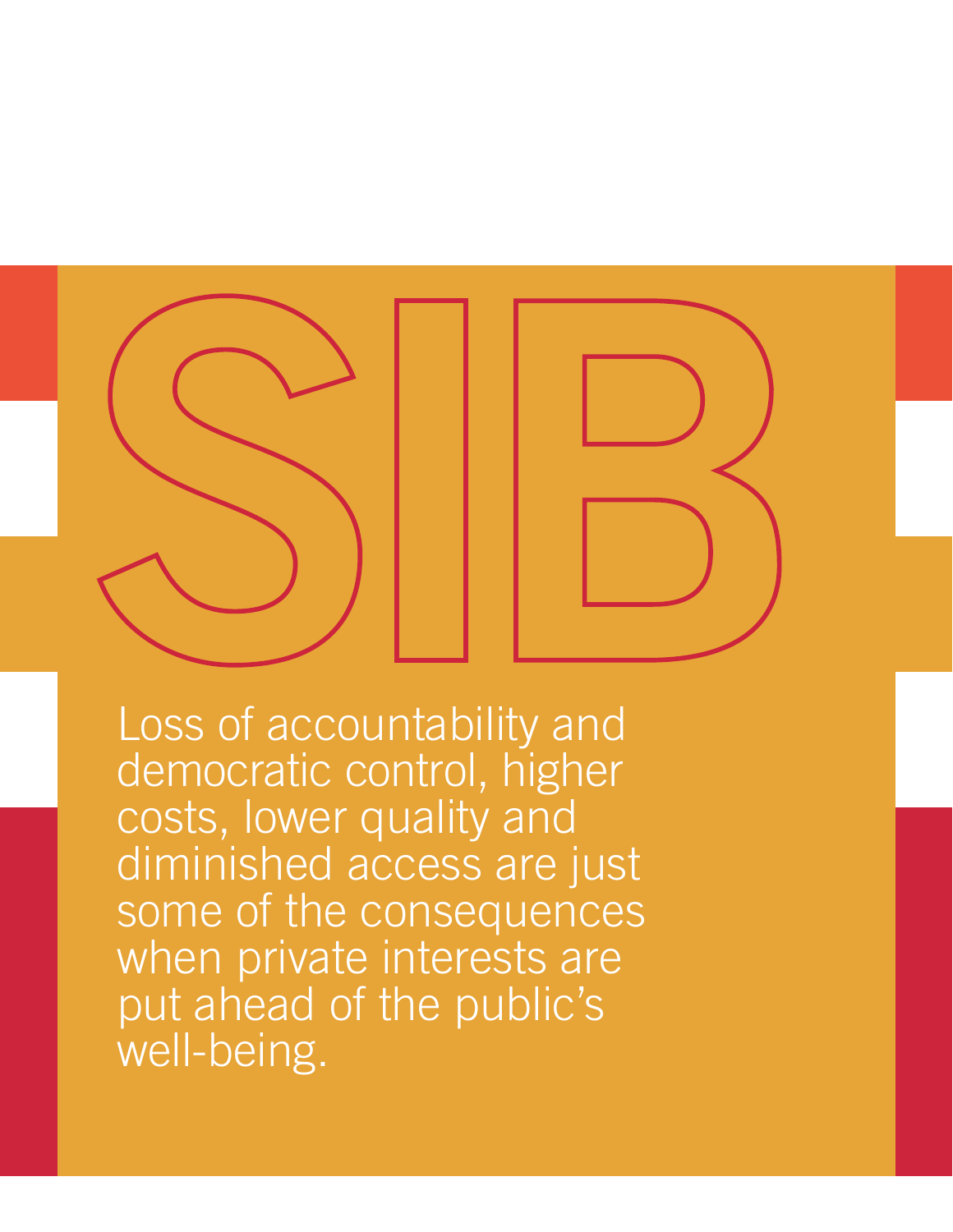# SIB

Loss of accountability and democratic control, higher costs, lower quality and diminished access are just some of the consequences when private interests are put ahead of the public's well-being.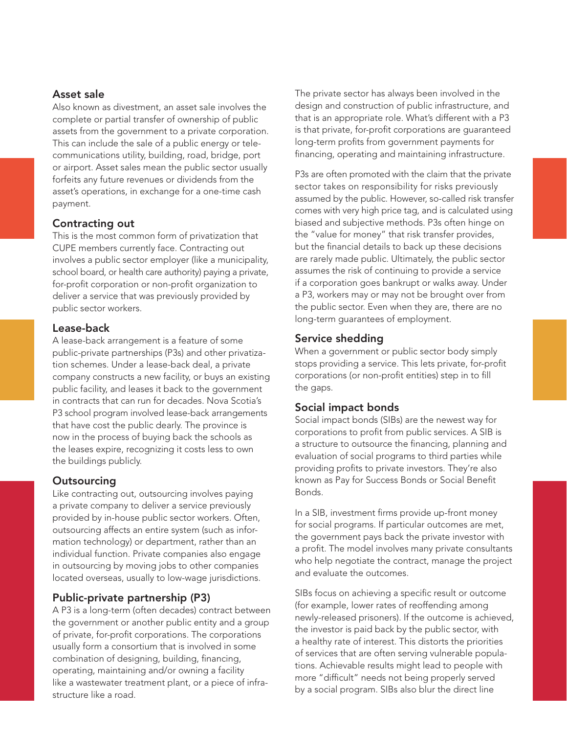### Asset sale

Also known as divestment, an asset sale involves the complete or partial transfer of ownership of public assets from the government to a private corporation. This can include the sale of a public energy or telecommunications utility, building, road, bridge, port or airport. Asset sales mean the public sector usually forfeits any future revenues or dividends from the asset's operations, in exchange for a one-time cash payment.

### Contracting out

This is the most common form of privatization that CUPE members currently face. Contracting out involves a public sector employer (like a municipality, school board, or health care authority) paying a private, for-profit corporation or non-profit organization to deliver a service that was previously provided by public sector workers.

### Lease-back

A lease-back arrangement is a feature of some public-private partnerships (P3s) and other privatization schemes. Under a lease-back deal, a private company constructs a new facility, or buys an existing public facility, and leases it back to the government in contracts that can run for decades. Nova Scotia's P3 school program involved lease-back arrangements that have cost the public dearly. The province is now in the process of buying back the schools as the leases expire, recognizing it costs less to own the buildings publicly.

### Outsourcing

Like contracting out, outsourcing involves paying a private company to deliver a service previously provided by in-house public sector workers. Often, outsourcing affects an entire system (such as information technology) or department, rather than an individual function. Private companies also engage in outsourcing by moving jobs to other companies located overseas, usually to low-wage jurisdictions.

### Public-private partnership (P3)

A P3 is a long-term (often decades) contract between the government or another public entity and a group of private, for-profit corporations. The corporations usually form a consortium that is involved in some combination of designing, building, financing, operating, maintaining and/or owning a facility like a wastewater treatment plant, or a piece of infrastructure like a road.

The private sector has always been involved in the design and construction of public infrastructure, and that is an appropriate role. What's different with a P3 is that private, for-profit corporations are guaranteed long-term profits from government payments for financing, operating and maintaining infrastructure.

P3s are often promoted with the claim that the private sector takes on responsibility for risks previously assumed by the public. However, so-called risk transfer comes with very high price tag, and is calculated using biased and subjective methods. P3s often hinge on the "value for money" that risk transfer provides, but the financial details to back up these decisions are rarely made public. Ultimately, the public sector assumes the risk of continuing to provide a service if a corporation goes bankrupt or walks away. Under a P3, workers may or may not be brought over from the public sector. Even when they are, there are no long-term guarantees of employment.

### Service shedding

When a government or public sector body simply stops providing a service. This lets private, for-profit corporations (or non-profit entities) step in to fill the gaps.

### Social impact bonds

Social impact bonds (SIBs) are the newest way for corporations to profit from public services. A SIB is a structure to outsource the financing, planning and evaluation of social programs to third parties while providing profits to private investors. They're also known as Pay for Success Bonds or Social Benefit Bonds.

In a SIB, investment firms provide up-front money for social programs. If particular outcomes are met, the government pays back the private investor with a profit. The model involves many private consultants who help negotiate the contract, manage the project and evaluate the outcomes.

SIBs focus on achieving a specific result or outcome (for example, lower rates of reoffending among newly-released prisoners). If the outcome is achieved, the investor is paid back by the public sector, with a healthy rate of interest. This distorts the priorities of services that are often serving vulnerable populations. Achievable results might lead to people with more "difficult" needs not being properly served by a social program. SIBs also blur the direct line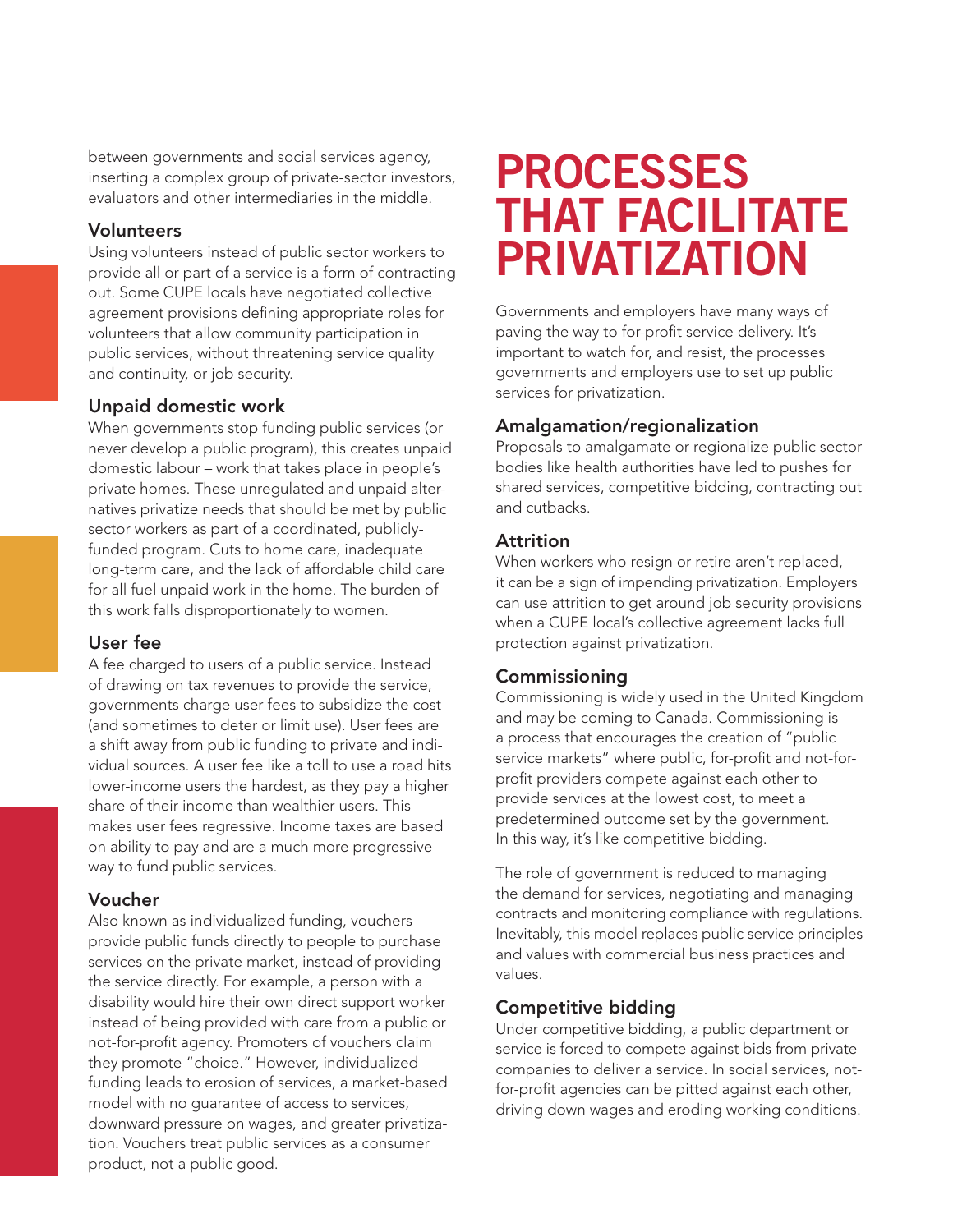between governments and social services agency, inserting a complex group of private-sector investors, evaluators and other intermediaries in the middle.

### Volunteers

Using volunteers instead of public sector workers to provide all or part of a service is a form of contracting out. Some CUPE locals have negotiated collective agreement provisions defining appropriate roles for volunteers that allow community participation in public services, without threatening service quality and continuity, or job security.

### Unpaid domestic work

When governments stop funding public services (or never develop a public program), this creates unpaid domestic labour – work that takes place in people's private homes. These unregulated and unpaid alternatives privatize needs that should be met by public sector workers as part of a coordinated, publicly-funded program. Cuts to home care, inadequate long-term care, and the lack of affordable child care for all fuel unpaid work in the home. The burden of this work falls disproportionately to women.

### User fee

A fee charged to users of a public service. Instead of drawing on tax revenues to provide the service, governments charge user fees to subsidize the cost (and sometimes to deter or limit use). User fees are a shift away from public funding to private and individual sources. A user fee like a toll to use a road hits lower-income users the hardest, as they pay a higher share of their income than wealthier users. This makes user fees regressive. Income taxes are based on ability to pay and are a much more progressive way to fund public services.

### Voucher

Also known as individualized funding, vouchers provide public funds directly to people to purchase services on the private market, instead of providing the service directly. For example, a person with a disability would hire their own direct support worker instead of being provided with care from a public or not-for-profit agency. Promoters of vouchers claim they promote "choice." However, individualized funding leads to erosion of services, a market-based model with no guarantee of access to services, downward pressure on wages, and greater privatization. Vouchers treat public services as a consumer product, not a public good.

# PROCESSES THAT FACILITATE PRIVATIZATION

Governments and employers have many ways of paving the way to for-profit service delivery. It's important to watch for, and resist, the processes governments and employers use to set up public services for privatization.

### Amalgamation/regionalization

Proposals to amalgamate or regionalize public sector bodies like health authorities have led to pushes for shared services, competitive bidding, contracting out and cutbacks.

### Attrition

When workers who resign or retire aren't replaced, it can be a sign of impending privatization. Employers can use attrition to get around job security provisions when a CUPE local's collective agreement lacks full protection against privatization.

### Commissioning

Commissioning is widely used in the United Kingdom and may be coming to Canada. Commissioning is a process that encourages the creation of "public service markets" where public, for-profit and not-for-profit providers compete against each other to provide services at the lowest cost, to meet a predetermined outcome set by the government. In this way, it's like competitive bidding.

The role of government is reduced to managing the demand for services, negotiating and managing contracts and monitoring compliance with regulations. Inevitably, this model replaces public service principles and values with commercial business practices and values.

### Competitive bidding

Under competitive bidding, a public department or service is forced to compete against bids from private companies to deliver a service. In social services, not-for-profit agencies can be pitted against each other, driving down wages and eroding working conditions.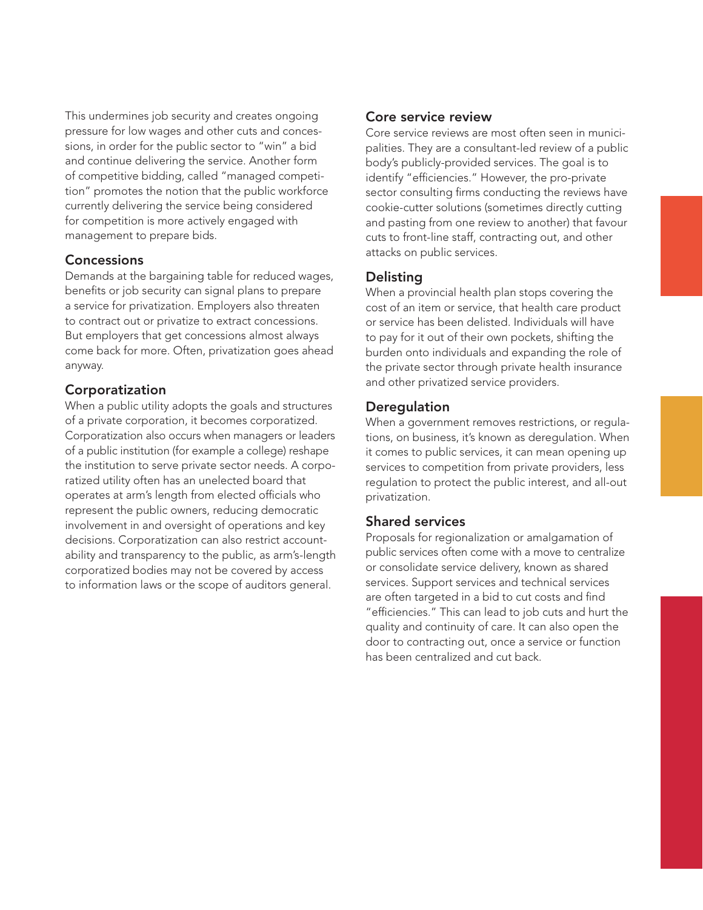This undermines job security and creates ongoing pressure for low wages and other cuts and concessions, in order for the public sector to "win" a bid and continue delivering the service. Another form of competitive bidding, called "managed competition" promotes the notion that the public workforce currently delivering the service being considered for competition is more actively engaged with management to prepare bids.

### Concessions

Demands at the bargaining table for reduced wages, benefits or job security can signal plans to prepare a service for privatization. Employers also threaten to contract out or privatize to extract concessions. But employers that get concessions almost always come back for more. Often, privatization goes ahead anyway.

### Corporatization

When a public utility adopts the goals and structures of a private corporation, it becomes corporatized. Corporatization also occurs when managers or leaders of a public institution (for example a college) reshape the institution to serve private sector needs. A corporatized utility often has an unelected board that operates at arm's length from elected officials who represent the public owners, reducing democratic involvement in and oversight of operations and key decisions. Corporatization can also restrict accountability and transparency to the public, as arm's-length corporatized bodies may not be covered by access to information laws or the scope of auditors general.

### Core service review

Core service reviews are most often seen in municipalities. They are a consultant-led review of a public body's publicly-provided services. The goal is to identify "efficiencies." However, the pro-private sector consulting firms conducting the reviews have cookie-cutter solutions (sometimes directly cutting and pasting from one review to another) that favour cuts to front-line staff, contracting out, and other attacks on public services.

### Delisting

When a provincial health plan stops covering the cost of an item or service, that health care product or service has been delisted. Individuals will have to pay for it out of their own pockets, shifting the burden onto individuals and expanding the role of the private sector through private health insurance and other privatized service providers.

### Deregulation

When a government removes restrictions, or regulations, on business, it's known as deregulation. When it comes to public services, it can mean opening up services to competition from private providers, less regulation to protect the public interest, and all-out privatization.

### Shared services

Proposals for regionalization or amalgamation of public services often come with a move to centralize or consolidate service delivery, known as shared services. Support services and technical services are often targeted in a bid to cut costs and find "efficiencies." This can lead to job cuts and hurt the quality and continuity of care. It can also open the door to contracting out, once a service or function has been centralized and cut back.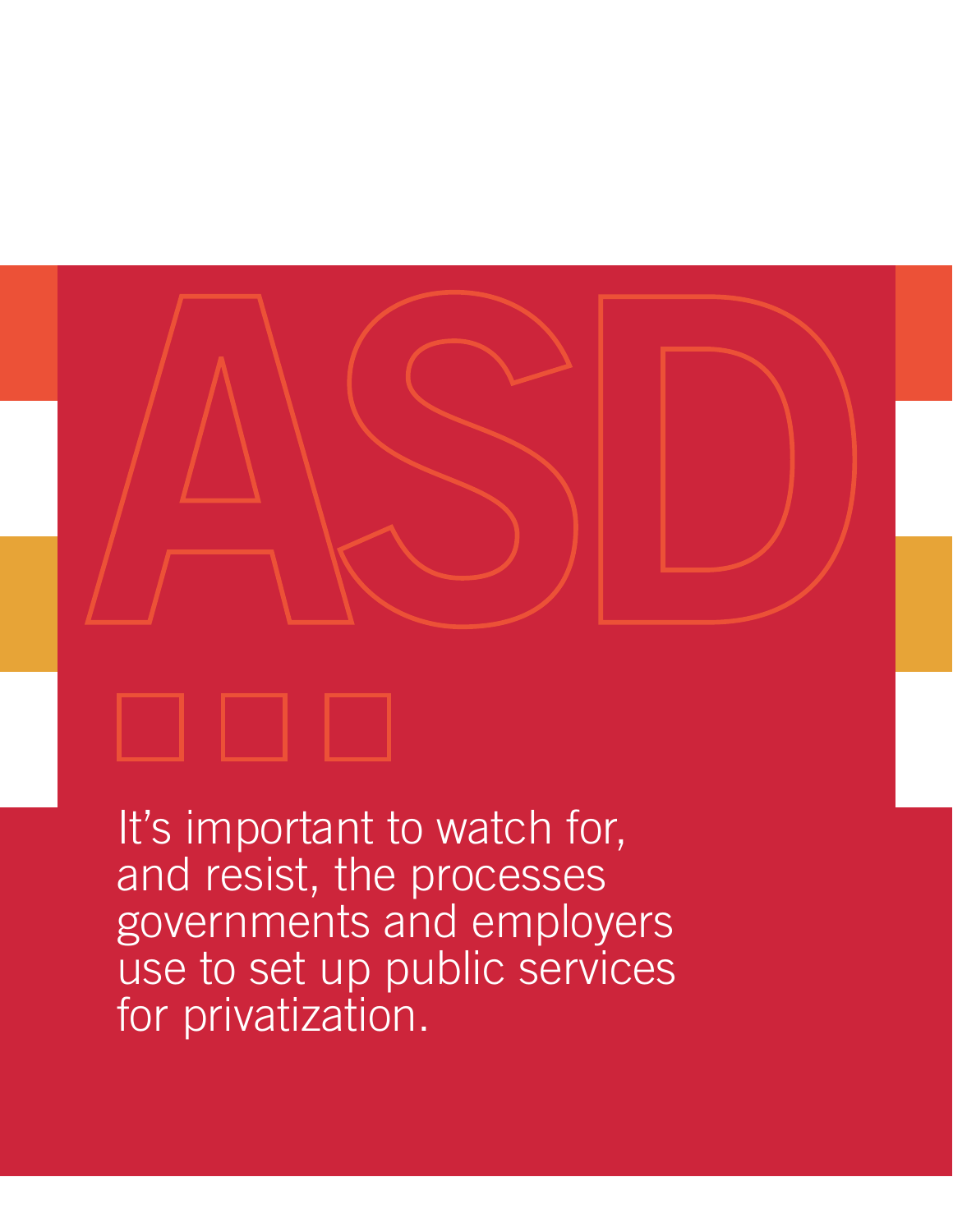# ASD

It's important to watch for, and resist, the processes governments and employers use to set up public services for privatization.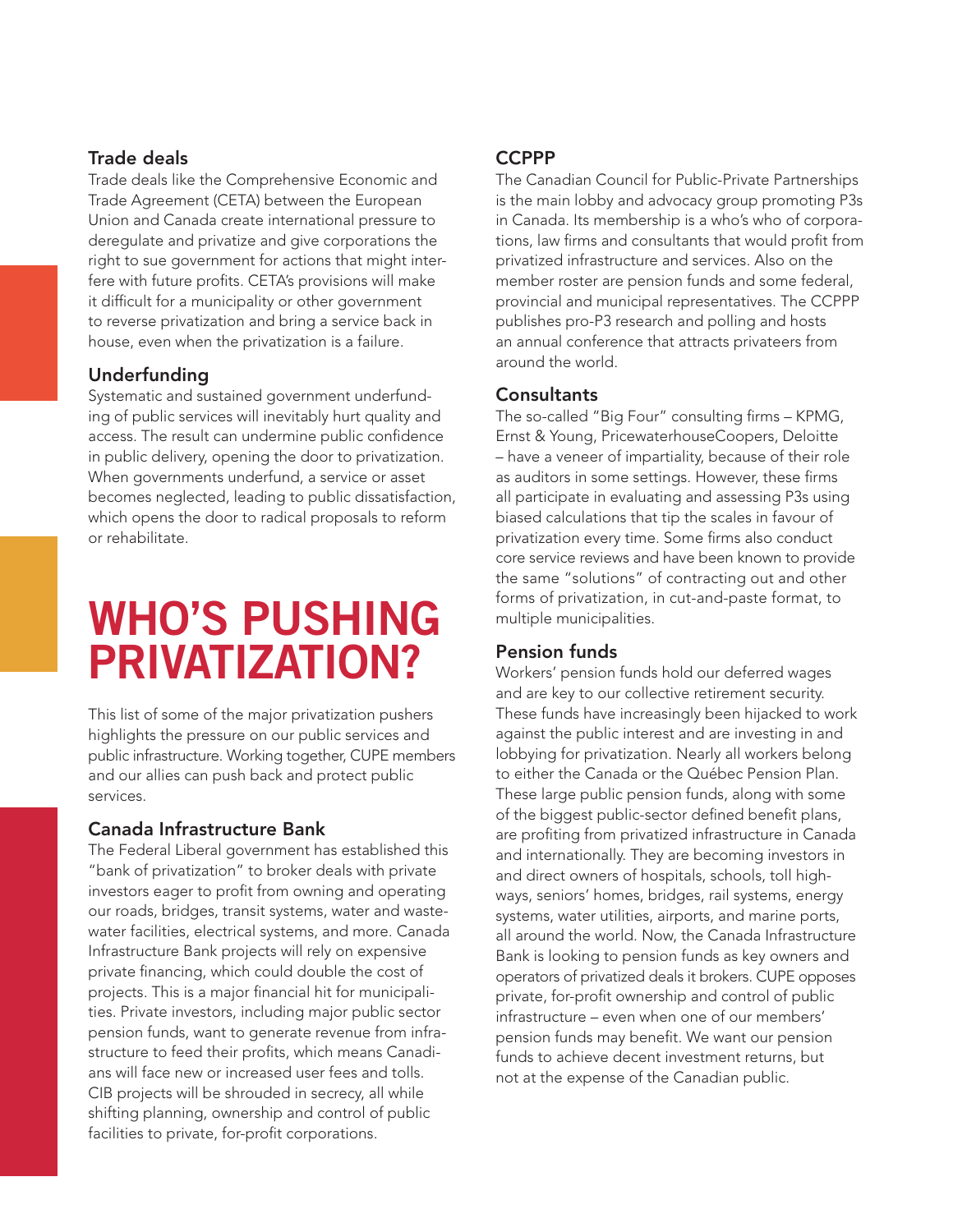### Trade deals

Trade deals like the Comprehensive Economic and Trade Agreement (CETA) between the European Union and Canada create international pressure to deregulate and privatize and give corporations the right to sue government for actions that might interfere with future profits. CETA's provisions will make it difficult for a municipality or other government to reverse privatization and bring a service back in house, even when the privatization is a failure.

### Underfunding

Systematic and sustained government underfunding of public services will inevitably hurt quality and access. The result can undermine public confidence in public delivery, opening the door to privatization. When governments underfund, a service or asset becomes neglected, leading to public dissatisfaction, which opens the door to radical proposals to reform or rehabilitate.

## WHO'S PUSHING PRIVATIZATION?

This list of some of the major privatization pushers highlights the pressure on our public services and public infrastructure. Working together, CUPE members and our allies can push back and protect public services.

### Canada Infrastructure Bank

The Federal Liberal government has established this "bank of privatization" to broker deals with private investors eager to profit from owning and operating our roads, bridges, transit systems, water and wastewater facilities, electrical systems, and more. Canada Infrastructure Bank projects will rely on expensive private financing, which could double the cost of projects. This is a major financial hit for municipalities. Private investors, including major public sector pension funds, want to generate revenue from infrastructure to feed their profits, which means Canadians will face new or increased user fees and tolls. CIB projects will be shrouded in secrecy, all while shifting planning, ownership and control of public facilities to private, for-profit corporations.

### CCPPP

The Canadian Council for Public-Private Partnerships is the main lobby and advocacy group promoting P3s in Canada. Its membership is a who's who of corporations, law firms and consultants that would profit from privatized infrastructure and services. Also on the member roster are pension funds and some federal, provincial and municipal representatives. The CCPPP publishes pro-P3 research and polling and hosts an annual conference that attracts privateers from around the world.

### Consultants

The so-called "Big Four" consulting firms – KPMG, Ernst & Young, PricewaterhouseCoopers, Deloitte – have a veneer of impartiality, because of their role as auditors in some settings. However, these firms all participate in evaluating and assessing P3s using biased calculations that tip the scales in favour of privatization every time. Some firms also conduct core service reviews and have been known to provide the same "solutions" of contracting out and other forms of privatization, in cut-and-paste format, to multiple municipalities.

### Pension funds

Workers' pension funds hold our deferred wages and are key to our collective retirement security. These funds have increasingly been hijacked to work against the public interest and are investing in and lobbying for privatization. Nearly all workers belong to either the Canada or the Québec Pension Plan. These large public pension funds, along with some of the biggest public-sector defined benefit plans, are profiting from privatized infrastructure in Canada and internationally. They are becoming investors in and direct owners of hospitals, schools, toll highways, seniors' homes, bridges, rail systems, energy systems, water utilities, airports, and marine ports, all around the world. Now, the Canada Infrastructure Bank is looking to pension funds as key owners and operators of privatized deals it brokers. CUPE opposes private, for-profit ownership and control of public infrastructure – even when one of our members' pension funds may benefit. We want our pension funds to achieve decent investment returns, but not at the expense of the Canadian public.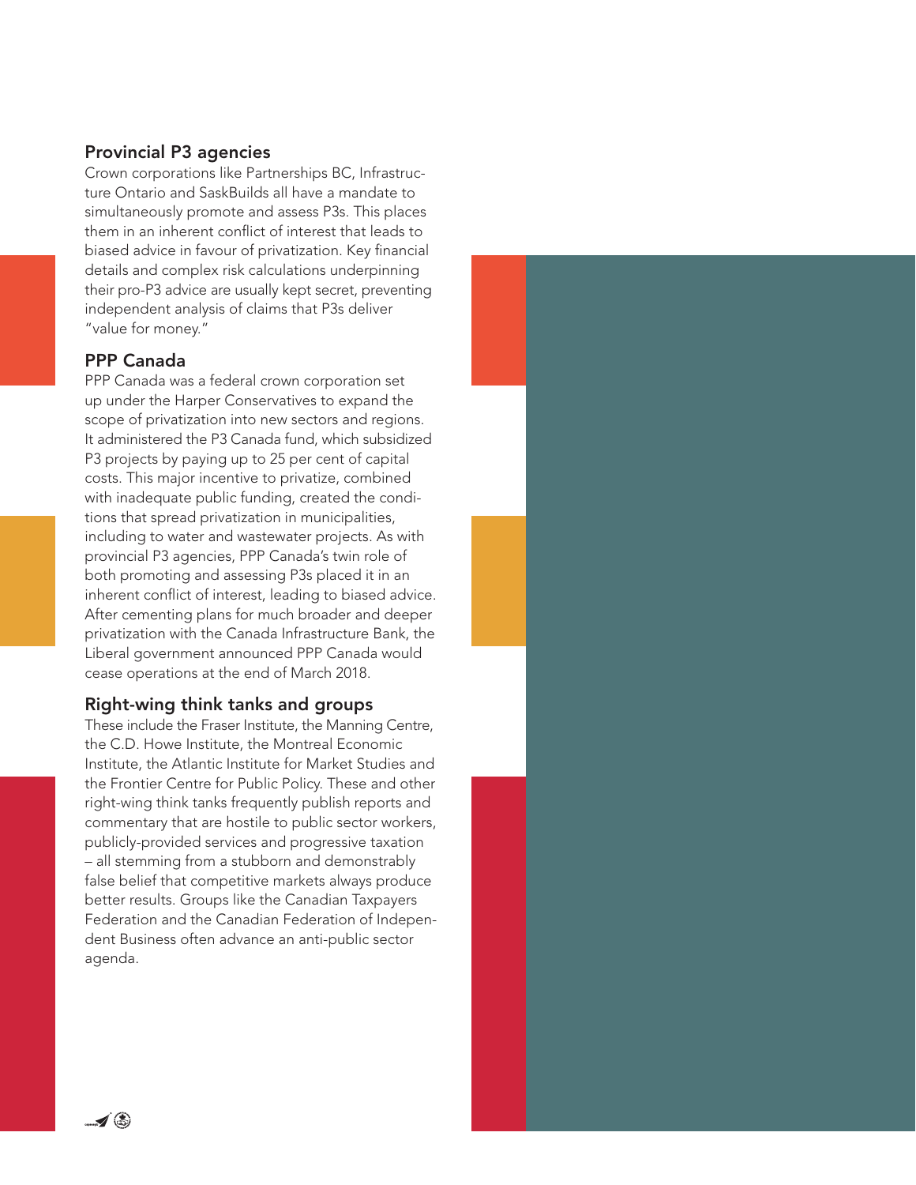### Provincial P3 agencies

Crown corporations like Partnerships BC, Infrastructure Ontario and SaskBuilds all have a mandate to simultaneously promote and assess P3s. This places them in an inherent conflict of interest that leads to biased advice in favour of privatization. Key financial details and complex risk calculations underpinning their pro-P3 advice are usually kept secret, preventing independent analysis of claims that P3s deliver "value for money."

### PPP Canada

PPP Canada was a federal crown corporation set up under the Harper Conservatives to expand the scope of privatization into new sectors and regions. It administered the P3 Canada fund, which subsidized P3 projects by paying up to 25 per cent of capital costs. This major incentive to privatize, combined with inadequate public funding, created the conditions that spread privatization in municipalities, including to water and wastewater projects. As with provincial P3 agencies, PPP Canada's twin role of both promoting and assessing P3s placed it in an inherent conflict of interest, leading to biased advice. After cementing plans for much broader and deeper privatization with the Canada Infrastructure Bank, the Liberal government announced PPP Canada would cease operations at the end of March 2018.

### Right-wing think tanks and groups

These include the Fraser Institute, the Manning Centre, the C.D. Howe Institute, the Montreal Economic Institute, the Atlantic Institute for Market Studies and the Frontier Centre for Public Policy. These and other right-wing think tanks frequently publish reports and commentary that are hostile to public sector workers, publicly-provided services and progressive taxation – all stemming from a stubborn and demonstrably false belief that competitive markets always produce better results. Groups like the Canadian Taxpayers Federation and the Canadian Federation of Independent Business often advance an anti-public sector agenda.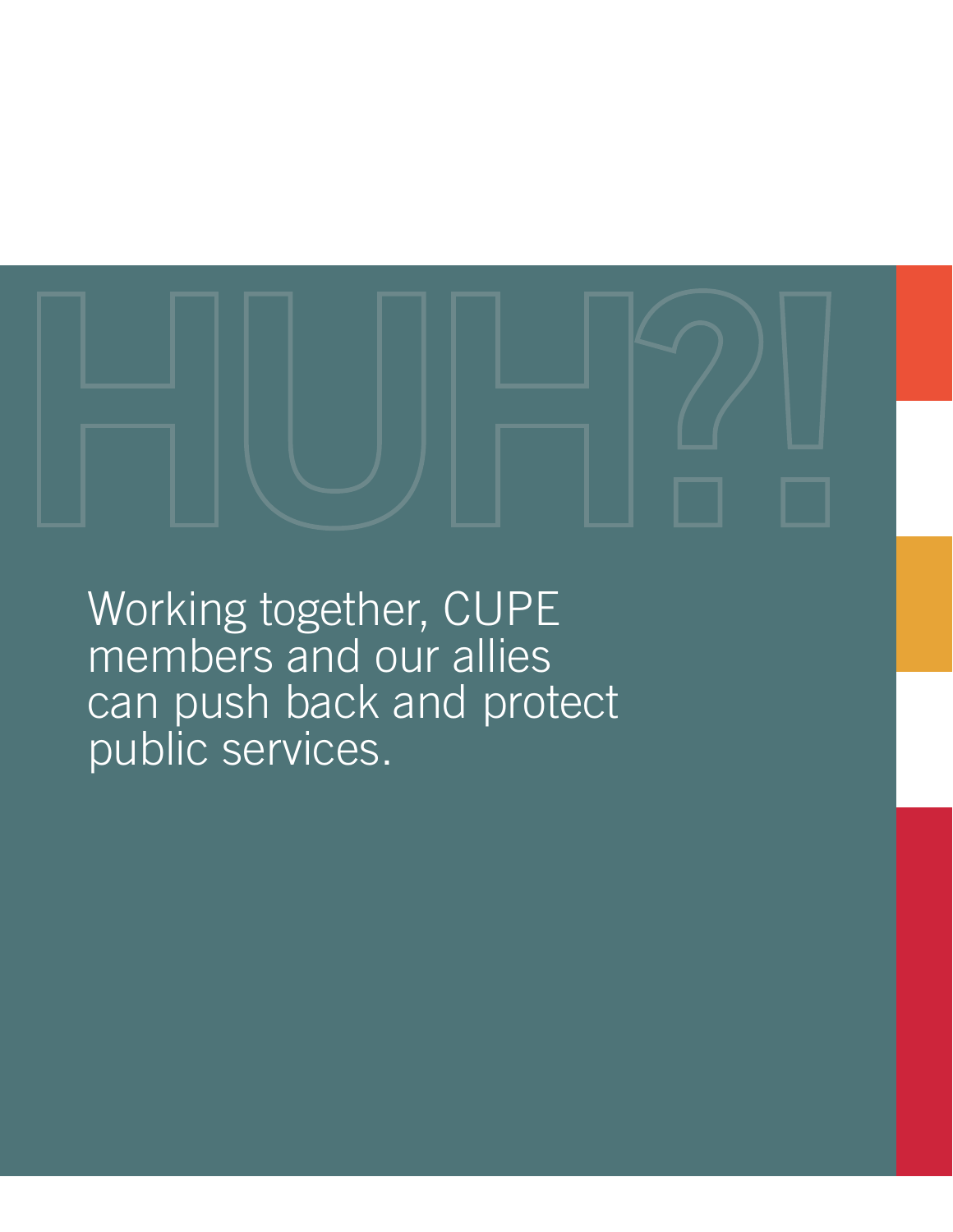# HUH?!

Working together, CUPE members and our allies can push back and protect public services.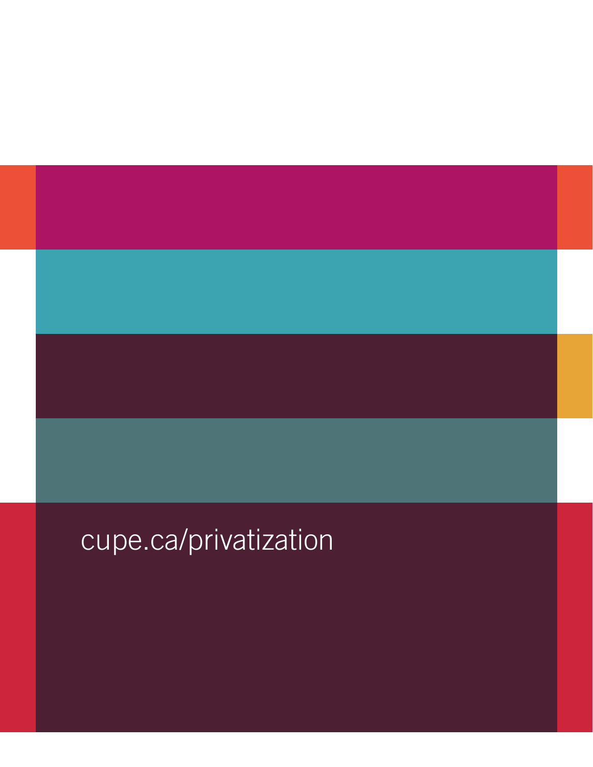cupe.ca/privatization